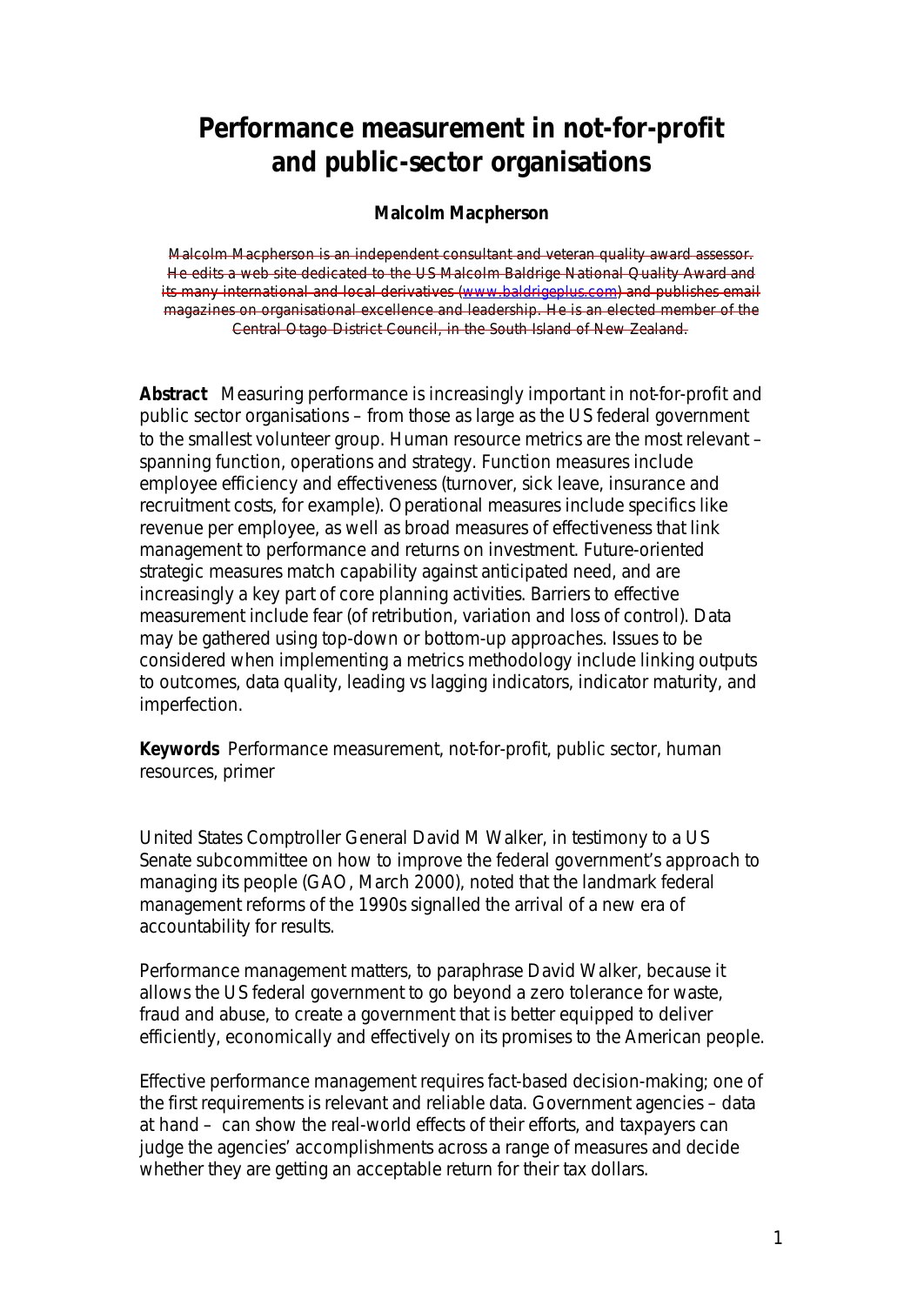# Performance measurement in not-for-profit and public-sector organisations

**Malcolm Macpherson**

~~Malcolm Macpherson is an independent consultant and veteran quality award assessor. He edits a web site dedicated to the US Malcolm Baldrige National Quality Award and its many international and local derivatives (www.baldrigeplus.com) and publishes email magazines on organisational excellence and leadership. He is an elected member of the Central Otago District Council, in the South Island of New Zealand.~~

**Abstract** Measuring performance is increasingly important in not-for-profit and public sector organisations – from those as large as the US federal government to the smallest volunteer group. Human resource metrics are the most relevant – spanning function, operations and strategy. Function measures include employee efficiency and effectiveness (turnover, sick leave, insurance and recruitment costs, for example). Operational measures include specifics like revenue per employee, as well as broad measures of effectiveness that link management to performance and returns on investment. Future-oriented strategic measures match capability against anticipated need, and are increasingly a key part of core planning activities. Barriers to effective measurement include fear (of retribution, variation and loss of control). Data may be gathered using top-down or bottom-up approaches. Issues to be considered when implementing a metrics methodology include linking outputs to outcomes, data quality, leading vs lagging indicators, indicator maturity, and imperfection.

**Keywords** Performance measurement, not-for-profit, public sector, human resources, primer

United States Comptroller General David M Walker, in testimony to a US Senate subcommittee on how to improve the federal government's approach to managing its people (GAO, March 2000), noted that the landmark federal management reforms of the 1990s signalled the arrival of a new era of accountability for results.

Performance management matters, to paraphrase David Walker, because it allows the US federal government to go beyond a zero tolerance for waste, fraud and abuse, to create a government that is better equipped to deliver efficiently, economically and effectively on its promises to the American people.

Effective performance management requires fact-based decision-making; one of the first requirements is relevant and reliable data. Government agencies – data at hand – can show the real-world effects of their efforts, and taxpayers can judge the agencies' accomplishments across a range of measures and decide whether they are getting an acceptable return for their tax dollars.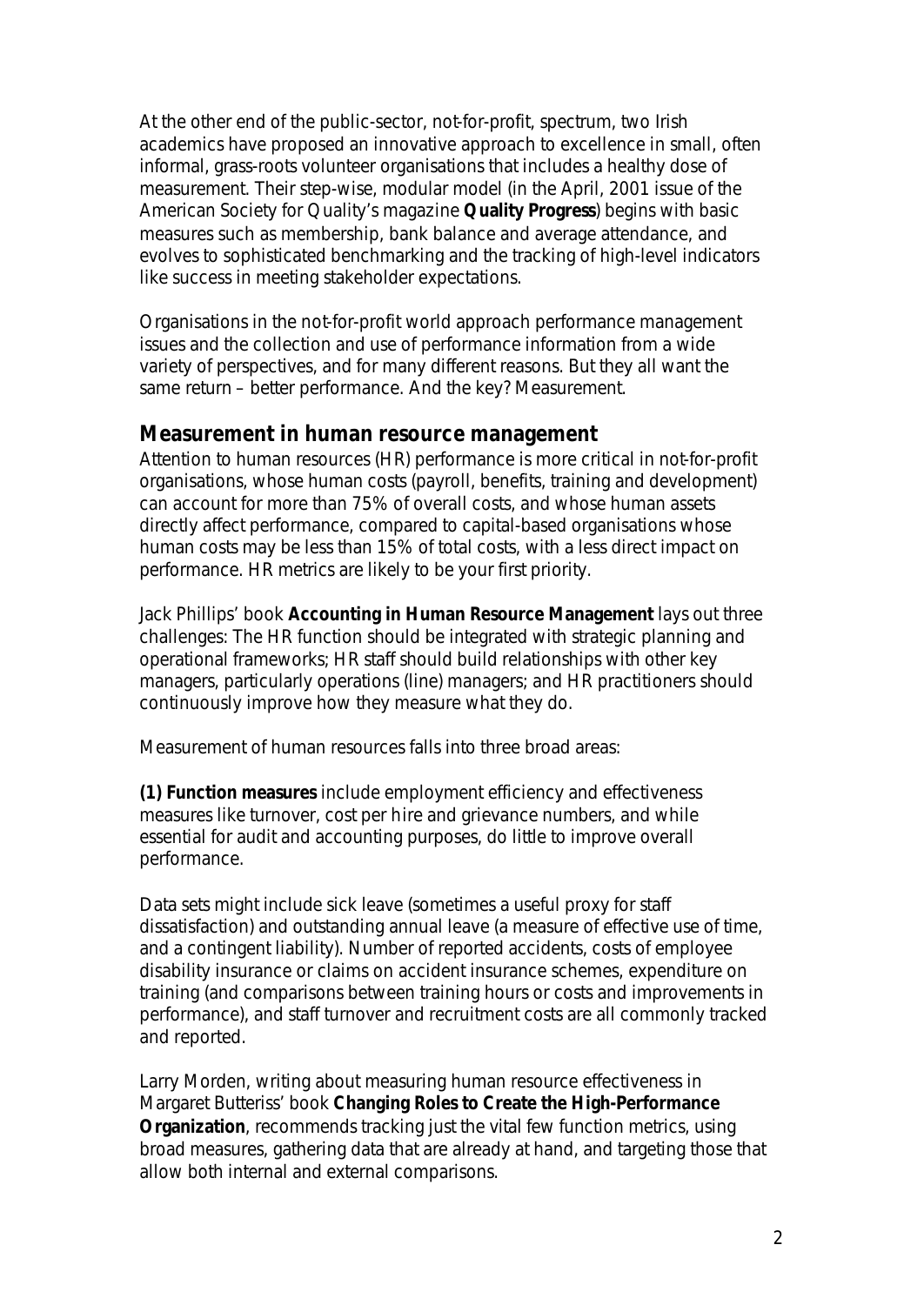At the other end of the public-sector, not-for-profit, spectrum, two Irish academics have proposed an innovative approach to excellence in small, often informal, grass-roots volunteer organisations that includes a healthy dose of measurement. Their step-wise, modular model (in the April, 2001 issue of the American Society for Quality's magazine **Quality Progress**) begins with basic measures such as membership, bank balance and average attendance, and evolves to sophisticated benchmarking and the tracking of high-level indicators like success in meeting stakeholder expectations.

Organisations in the not-for-profit world approach performance management issues and the collection and use of performance information from a wide variety of perspectives, and for many different reasons. But they all want the same return – better performance. And the key? Measurement.

## Measurement in human resource management

Attention to human resources (HR) performance is more critical in not-for-profit organisations, whose human costs (payroll, benefits, training and development) can account for more than 75% of overall costs, and whose human assets directly affect performance, compared to capital-based organisations whose human costs may be less than 15% of total costs, with a less direct impact on performance. HR metrics are likely to be your first priority.

Jack Phillips' book **Accounting in Human Resource Management** lays out three challenges: The HR function should be integrated with strategic planning and operational frameworks; HR staff should build relationships with other key managers, particularly operations (line) managers; and HR practitioners should continuously improve how they measure what they do.

Measurement of human resources falls into three broad areas:

**(1) Function measures** include employment efficiency and effectiveness measures like turnover, cost per hire and grievance numbers, and while essential for audit and accounting purposes, do little to improve overall performance.

Data sets might include sick leave (sometimes a useful proxy for staff dissatisfaction) and outstanding annual leave (a measure of effective use of time, and a contingent liability). Number of reported accidents, costs of employee disability insurance or claims on accident insurance schemes, expenditure on training (and comparisons between training hours or costs and improvements in performance), and staff turnover and recruitment costs are all commonly tracked and reported.

Larry Morden, writing about measuring human resource effectiveness in Margaret Butteriss' book **Changing Roles to Create the High-Performance Organization**, recommends tracking just the vital few function metrics, using broad measures, gathering data that are already at hand, and targeting those that allow both internal and external comparisons.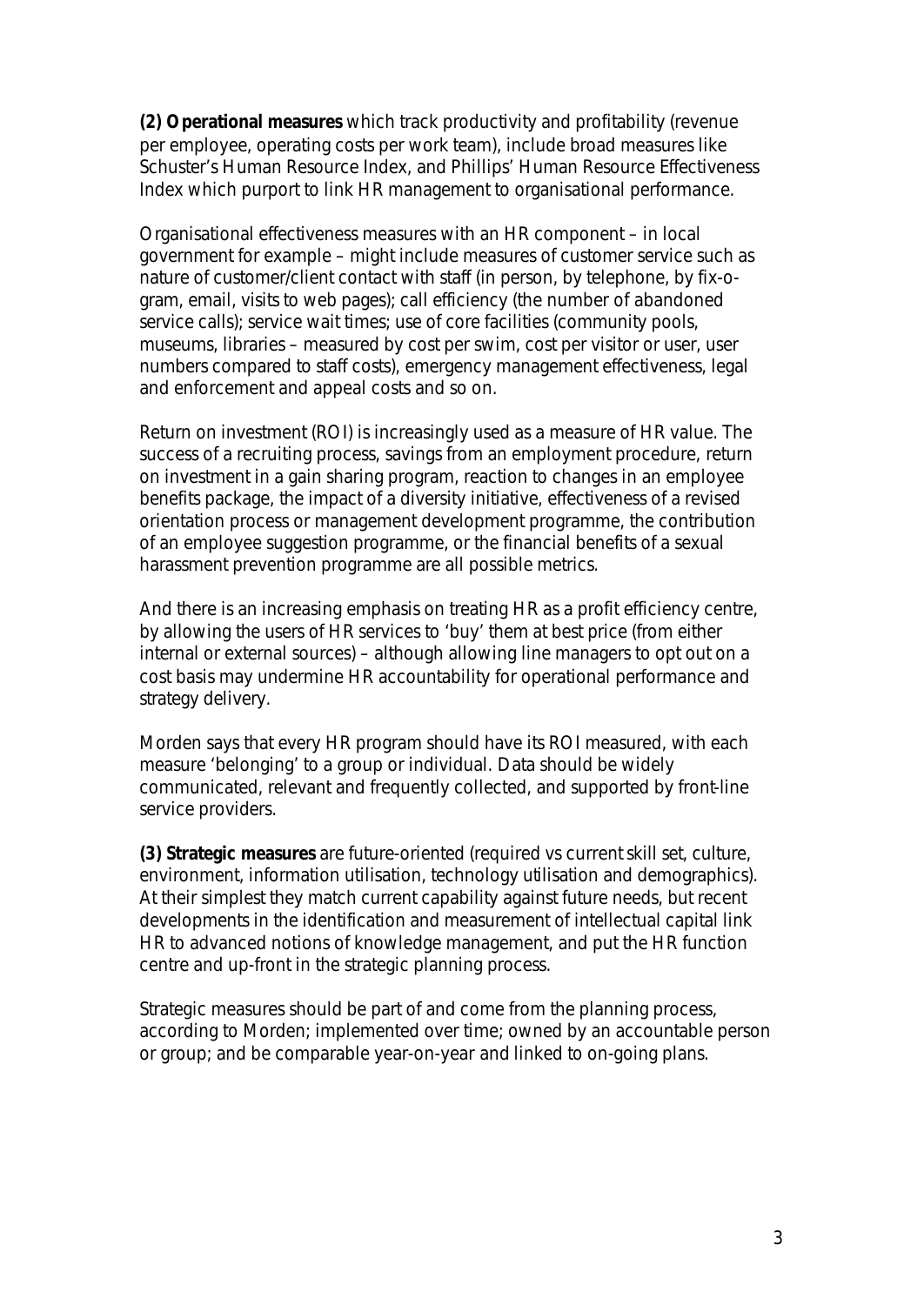**(2) Operational measures** which track productivity and profitability (revenue per employee, operating costs per work team), include broad measures like Schuster's Human Resource Index, and Phillips' Human Resource Effectiveness Index which purport to link HR management to organisational performance.

Organisational effectiveness measures with an HR component – in local government for example – might include measures of customer service such as nature of customer/client contact with staff (in person, by telephone, by fix-o-gram, email, visits to web pages); call efficiency (the number of abandoned service calls); service wait times; use of core facilities (community pools, museums, libraries – measured by cost per swim, cost per visitor or user, user numbers compared to staff costs), emergency management effectiveness, legal and enforcement and appeal costs and so on.

Return on investment (ROI) is increasingly used as a measure of HR value. The success of a recruiting process, savings from an employment procedure, return on investment in a gain sharing program, reaction to changes in an employee benefits package, the impact of a diversity initiative, effectiveness of a revised orientation process or management development programme, the contribution of an employee suggestion programme, or the financial benefits of a sexual harassment prevention programme are all possible metrics.

And there is an increasing emphasis on treating HR as a profit efficiency centre, by allowing the users of HR services to 'buy' them at best price (from either internal or external sources) – although allowing line managers to opt out on a cost basis may undermine HR accountability for operational performance and strategy delivery.

Morden says that every HR program should have its ROI measured, with each measure 'belonging' to a group or individual. Data should be widely communicated, relevant and frequently collected, and supported by front-line service providers.

**(3) Strategic measures** are future-oriented (required vs current skill set, culture, environment, information utilisation, technology utilisation and demographics). At their simplest they match current capability against future needs, but recent developments in the identification and measurement of intellectual capital link HR to advanced notions of knowledge management, and put the HR function centre and up-front in the strategic planning process.

Strategic measures should be part of and come from the planning process, according to Morden; implemented over time; owned by an accountable person or group; and be comparable year-on-year and linked to on-going plans.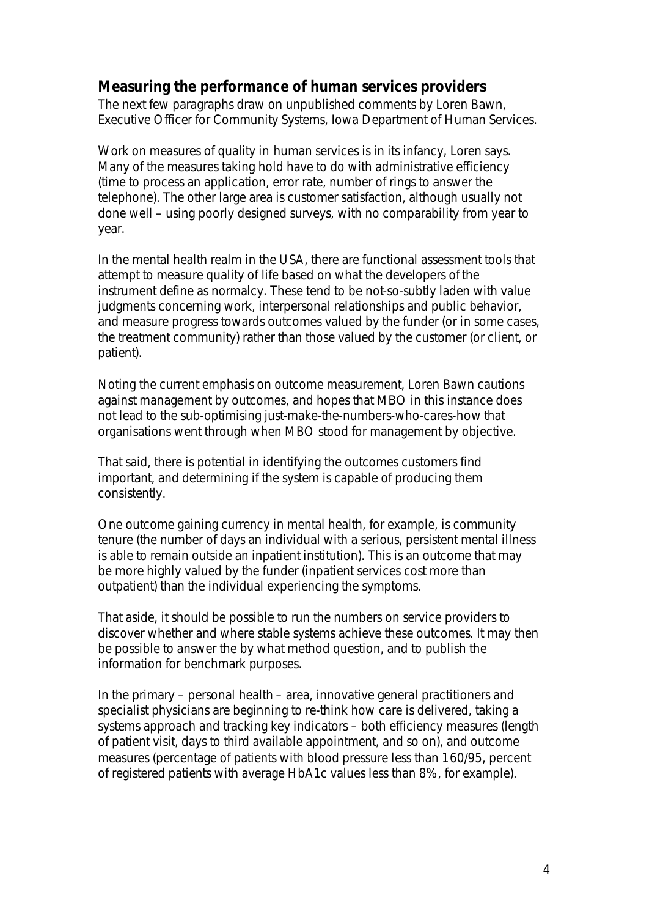## Measuring the performance of human services providers

The next few paragraphs draw on unpublished comments by Loren Bawn, Executive Officer for Community Systems, Iowa Department of Human Services.

Work on measures of quality in human services is in its infancy, Loren says. Many of the measures taking hold have to do with administrative efficiency (time to process an application, error rate, number of rings to answer the telephone). The other large area is customer satisfaction, although usually not done well – using poorly designed surveys, with no comparability from year to year.

In the mental health realm in the USA, there are functional assessment tools that attempt to measure quality of life based on what the developers of the instrument define as normalcy. These tend to be not-so-subtly laden with value judgments concerning work, interpersonal relationships and public behavior, and measure progress towards outcomes valued by the funder (or in some cases, the treatment community) rather than those valued by the customer (or client, or patient).

Noting the current emphasis on outcome measurement, Loren Bawn cautions against management by outcomes, and hopes that MBO in this instance does not lead to the sub-optimising just-make-the-numbers-who-cares-how that organisations went through when MBO stood for management by objective.

That said, there is potential in identifying the outcomes customers find important, and determining if the system is capable of producing them consistently.

One outcome gaining currency in mental health, for example, is community tenure (the number of days an individual with a serious, persistent mental illness is able to remain outside an inpatient institution). This is an outcome that may be more highly valued by the funder (inpatient services cost more than outpatient) than the individual experiencing the symptoms.

That aside, it should be possible to run the numbers on service providers to discover whether and where stable systems achieve these outcomes. It may then be possible to answer the by what method question, and to publish the information for benchmark purposes.

In the primary – personal health – area, innovative general practitioners and specialist physicians are beginning to re-think how care is delivered, taking a systems approach and tracking key indicators – both efficiency measures (length of patient visit, days to third available appointment, and so on), and outcome measures (percentage of patients with blood pressure less than 160/95, percent of registered patients with average HbA1c values less than 8%, for example).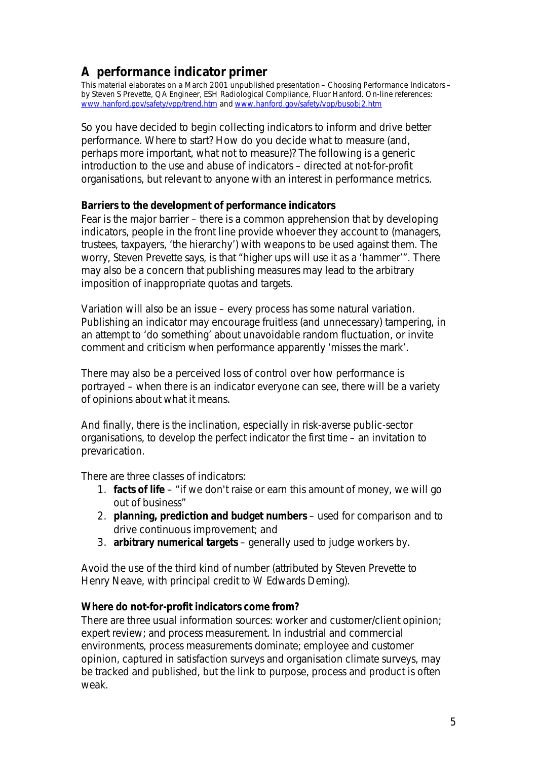## A performance indicator primer

This material elaborates on a March 2001 unpublished presentation – Choosing Performance Indicators – by Steven S Prevette, QA Engineer, ESH Radiological Compliance, Fluor Hanford. On-line references: www.hanford.gov/safety/vpp/trend.htm and www.hanford.gov/safety/vpp/busobj2.htm

So you have decided to begin collecting indicators to inform and drive better performance. Where to start? How do you decide what to measure (and, perhaps more important, what not to measure)? The following is a generic introduction to the use and abuse of indicators – directed at not-for-profit organisations, but relevant to anyone with an interest in performance metrics.

**Barriers to the development of performance indicators**

Fear is the major barrier – there is a common apprehension that by developing indicators, people in the front line provide whoever they account to (managers, trustees, taxpayers, 'the hierarchy') with weapons to be used against them. The worry, Steven Prevette says, is that "higher ups will use it as a 'hammer'". There may also be a concern that publishing measures may lead to the arbitrary imposition of inappropriate quotas and targets.

Variation will also be an issue – every process has some natural variation. Publishing an indicator may encourage fruitless (and unnecessary) tampering, in an attempt to 'do something' about unavoidable random fluctuation, or invite comment and criticism when performance apparently 'misses the mark'.

There may also be a perceived loss of control over how performance is portrayed – when there is an indicator everyone can see, there will be a variety of opinions about what it means.

And finally, there is the inclination, especially in risk-averse public-sector organisations, to develop the perfect indicator the first time – an invitation to prevarication.

There are three classes of indicators:

1. **facts of life** – "if we don't raise or earn this amount of money, we will go out of business"
2. **planning, prediction and budget numbers** – used for comparison and to drive continuous improvement; and
3. **arbitrary numerical targets** – generally used to judge workers by.

Avoid the use of the third kind of number (attributed by Steven Prevette to Henry Neave, with principal credit to W Edwards Deming).

**Where do not-for-profit indicators come from?**

There are three usual information sources: worker and customer/client opinion; expert review; and process measurement. In industrial and commercial environments, process measurements dominate; employee and customer opinion, captured in satisfaction surveys and organisation climate surveys, may be tracked and published, but the link to purpose, process and product is often weak.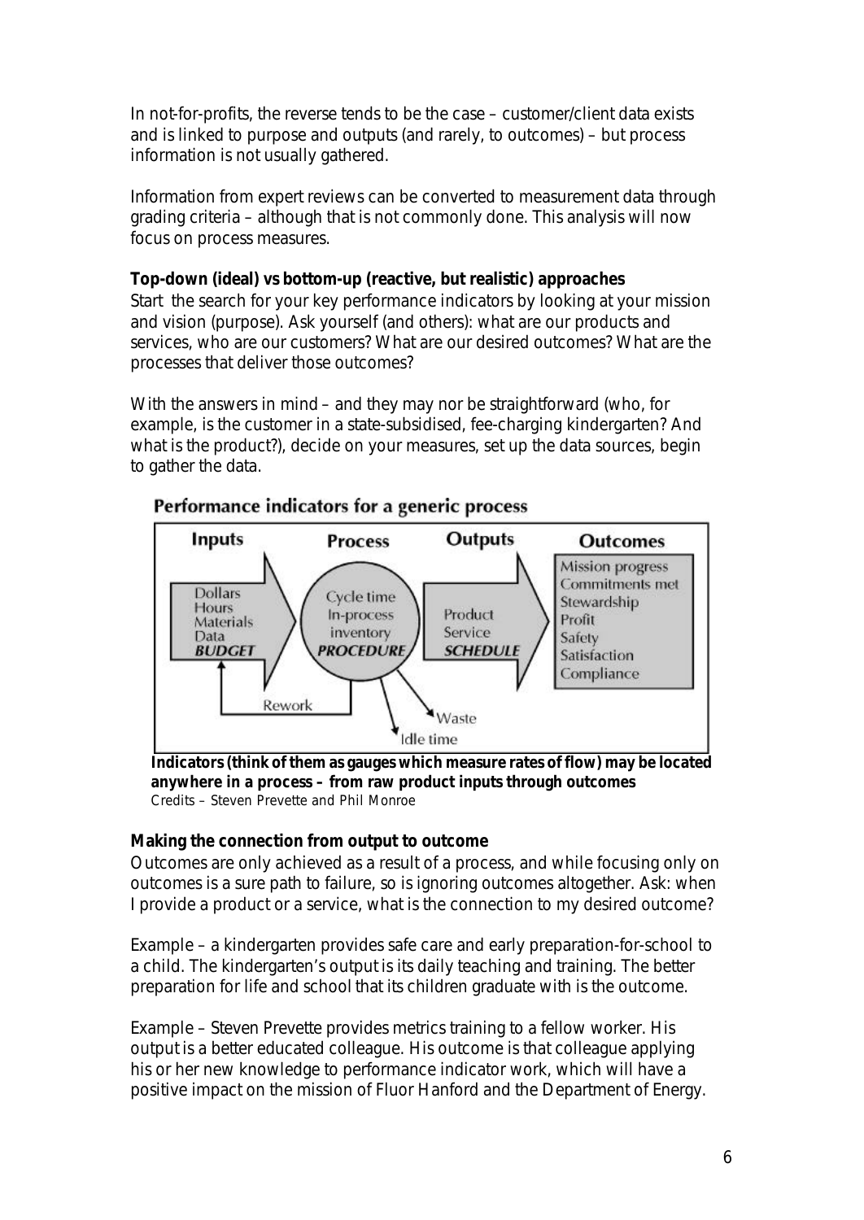In not-for-profits, the reverse tends to be the case – customer/client data exists and is linked to purpose and outputs (and rarely, to outcomes) – but process information is not usually gathered.

Information from expert reviews can be converted to measurement data through grading criteria – although that is not commonly done. This analysis will now focus on process measures.

**Top-down (ideal) vs bottom-up (reactive, but realistic) approaches**
Start the search for your key performance indicators by looking at your mission and vision (purpose). Ask yourself (and others): what are our products and services, who are our customers? What are our desired outcomes? What are the processes that deliver those outcomes?

With the answers in mind – and they may nor be straightforward (who, for example, is the customer in a state-subsidised, fee-charging kindergarten? And what is the product?), decide on your measures, set up the data sources, begin to gather the data.

**Performance indicators for a generic process**

| Inputs | Process | Outputs | Outcomes |
|---|---|---|---|
| Dollars<br>Hours<br>Materials<br>Data<br>***BUDGET*** | Cycle time<br>In-process inventory<br>***PROCEDURE*** | Product<br>Service<br>***SCHEDULE*** | Mission progress<br>Commitments met<br>Stewardship<br>Profit<br>Safety<br>Satisfaction<br>Compliance |

Rework → Inputs; Waste; Idle time

**Indicators (think of them as gauges which measure rates of flow) may be located anywhere in a process – from raw product inputs through outcomes**
*Credits – Steven Prevette and Phil Monroe*

**Making the connection from output to outcome**
Outcomes are only achieved as a result of a process, and while focusing only on outcomes is a sure path to failure, so is ignoring outcomes altogether. Ask: when I provide a product or a service, what is the connection to my desired outcome?

Example – a kindergarten provides safe care and early preparation-for-school to a child. The kindergarten's output is its daily teaching and training. The better preparation for life and school that its children graduate with is the outcome.

Example – Steven Prevette provides metrics training to a fellow worker. His output is a better educated colleague. His outcome is that colleague applying his or her new knowledge to performance indicator work, which will have a positive impact on the mission of Fluor Hanford and the Department of Energy.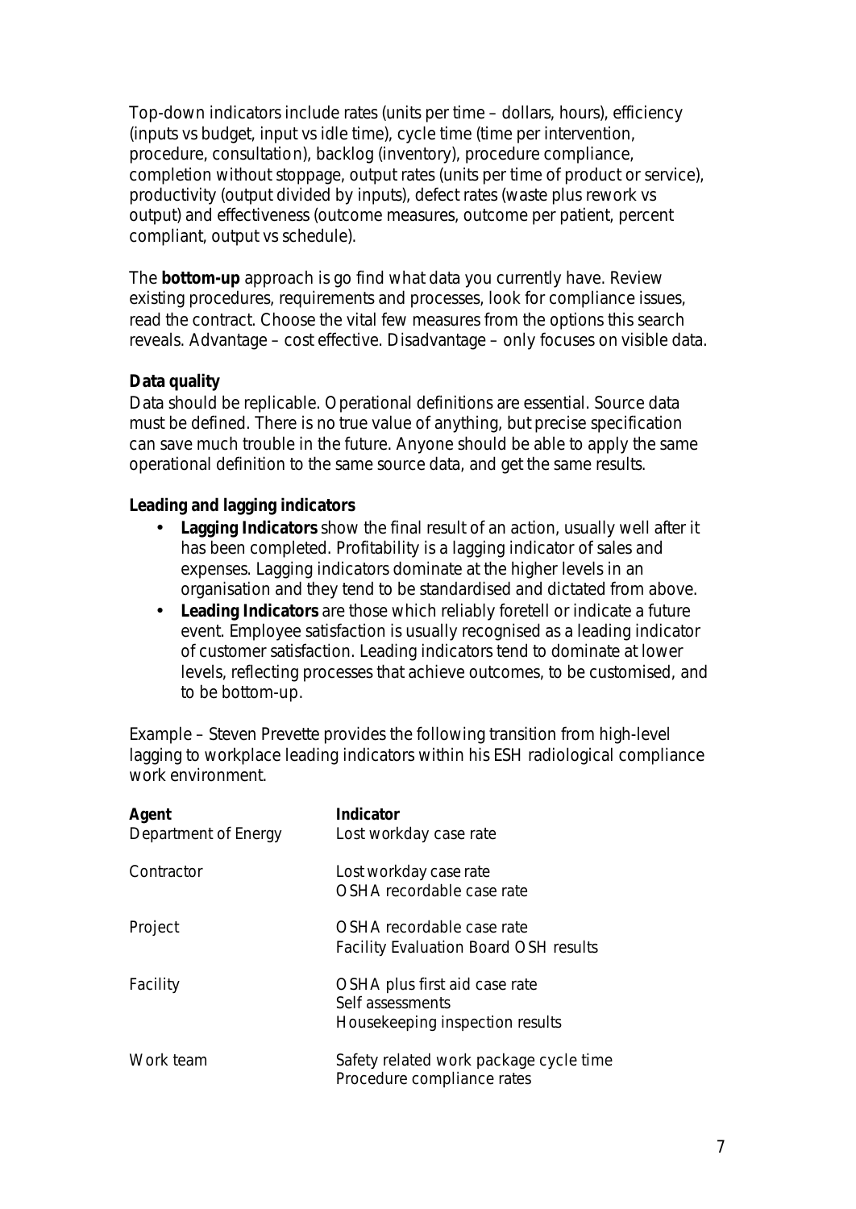Top-down indicators include rates (units per time – dollars, hours), efficiency (inputs vs budget, input vs idle time), cycle time (time per intervention, procedure, consultation), backlog (inventory), procedure compliance, completion without stoppage, output rates (units per time of product or service), productivity (output divided by inputs), defect rates (waste plus rework vs output) and effectiveness (outcome measures, outcome per patient, percent compliant, output vs schedule).

The **bottom-up** approach is go find what data you currently have. Review existing procedures, requirements and processes, look for compliance issues, read the contract. Choose the vital few measures from the options this search reveals. Advantage – cost effective. Disadvantage – only focuses on visible data.

**Data quality**

Data should be replicable. Operational definitions are essential. Source data must be defined. There is no true value of anything, but precise specification can save much trouble in the future. Anyone should be able to apply the same operational definition to the same source data, and get the same results.

**Leading and lagging indicators**

- **Lagging Indicators** show the final result of an action, usually well after it has been completed. Profitability is a lagging indicator of sales and expenses. Lagging indicators dominate at the higher levels in an organisation and they tend to be standardised and dictated from above.
- **Leading Indicators** are those which reliably foretell or indicate a future event. Employee satisfaction is usually recognised as a leading indicator of customer satisfaction. Leading indicators tend to dominate at lower levels, reflecting processes that achieve outcomes, to be customised, and to be bottom-up.

Example – Steven Prevette provides the following transition from high-level lagging to workplace leading indicators within his ESH radiological compliance work environment.

| Agent | Indicator |
|---|---|
| Department of Energy | Lost workday case rate |
| Contractor | Lost workday case rate<br>OSHA recordable case rate |
| Project | OSHA recordable case rate<br>Facility Evaluation Board OSH results |
| Facility | OSHA plus first aid case rate<br>Self assessments<br>Housekeeping inspection results |
| Work team | Safety related work package cycle time<br>Procedure compliance rates |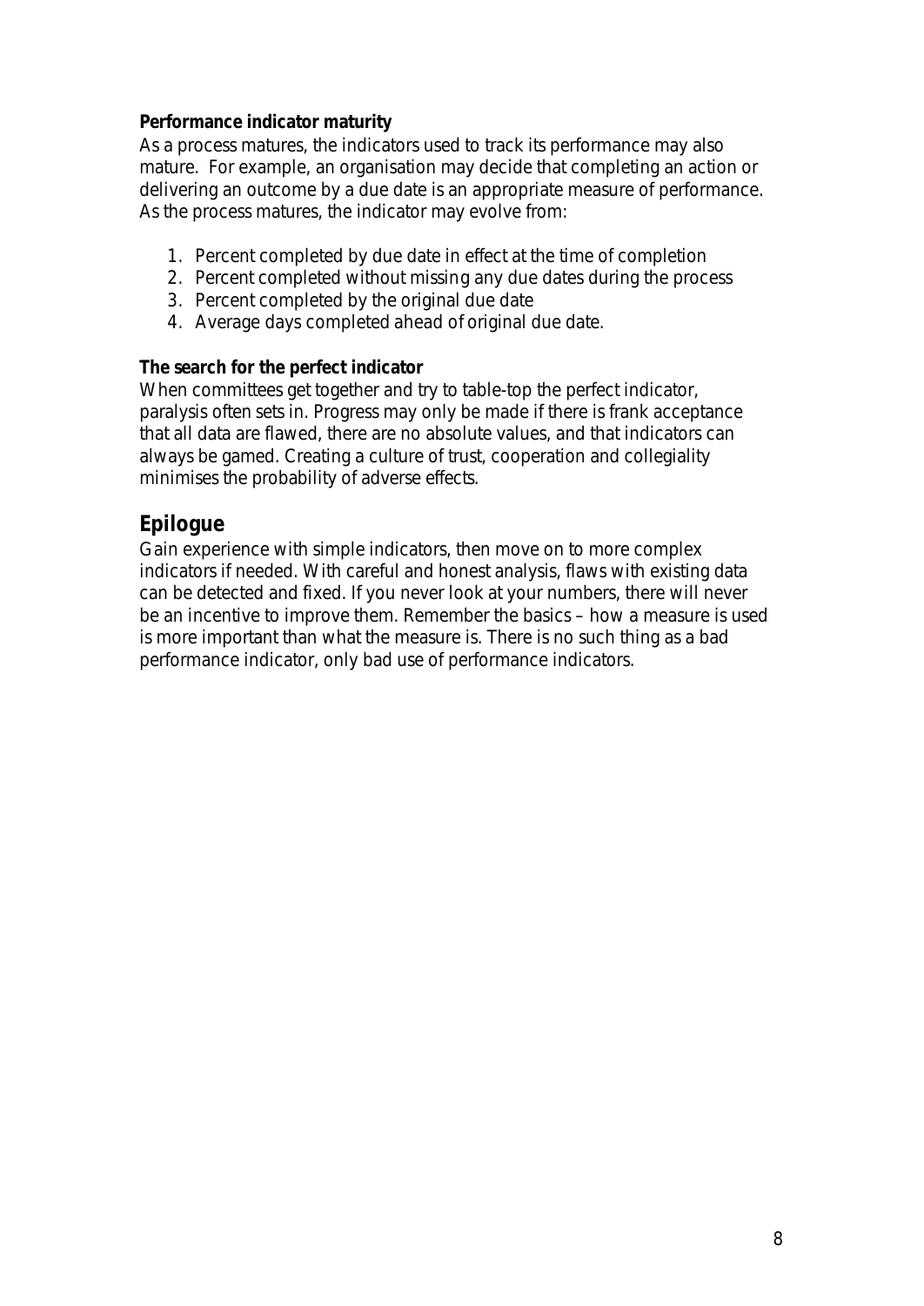**Performance indicator maturity**

As a process matures, the indicators used to track its performance may also mature. For example, an organisation may decide that completing an action or delivering an outcome by a due date is an appropriate measure of performance. As the process matures, the indicator may evolve from:

1. Percent completed by due date in effect at the time of completion
2. Percent completed without missing any due dates during the process
3. Percent completed by the original due date
4. Average days completed ahead of original due date.

**The search for the perfect indicator**

When committees get together and try to table-top the perfect indicator, paralysis often sets in. Progress may only be made if there is frank acceptance that all data are flawed, there are no absolute values, and that indicators can always be gamed. Creating a culture of trust, cooperation and collegiality minimises the probability of adverse effects.

## Epilogue

Gain experience with simple indicators, then move on to more complex indicators if needed. With careful and honest analysis, flaws with existing data can be detected and fixed. If you never look at your numbers, there will never be an incentive to improve them. Remember the basics – how a measure is used is more important than what the measure is. There is no such thing as a bad performance indicator, only bad use of performance indicators.